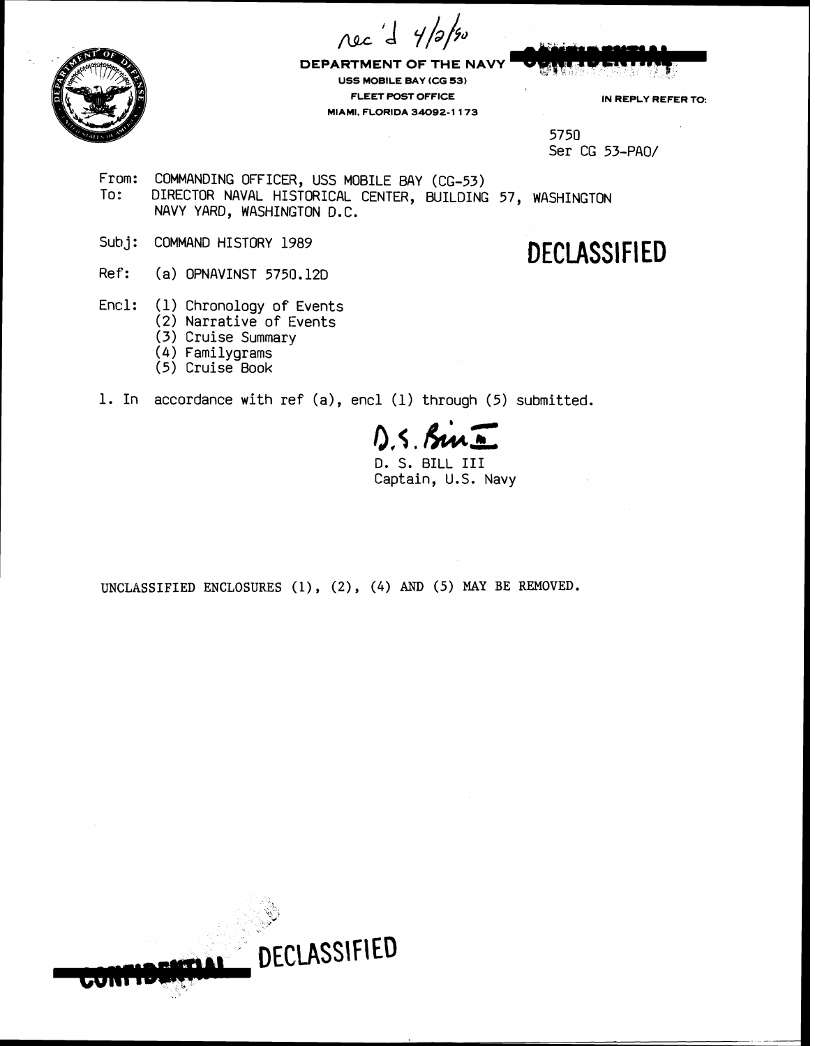Rec'd 4/2/90

**DEPARTMENT OF THE NAVY**
USS MOBILE BAY (CG 53)
FLEET POST OFFICE
MIAMI, FLORIDA 34092-1173

CONFIDENTIAL

IN REPLY REFER TO:

5750
Ser CG 53-PAO/

From: COMMANDING OFFICER, USS MOBILE BAY (CG-53)
To: DIRECTOR NAVAL HISTORICAL CENTER, BUILDING 57, WASHINGTON NAVY YARD, WASHINGTON D.C.

Subj: COMMAND HISTORY 1989

**DECLASSIFIED**

Ref: (a) OPNAVINST 5750.12D

Encl: (1) Chronology of Events
(2) Narrative of Events
(3) Cruise Summary
(4) Familygrams
(5) Cruise Book

1. In accordance with ref (a), encl (1) through (5) submitted.

D. S. Bill III

D. S. BILL III
Captain, U.S. Navy

UNCLASSIFIED ENCLOSURES (1), (2), (4) AND (5) MAY BE REMOVED.

CONFIDENTIAL DECLASSIFIED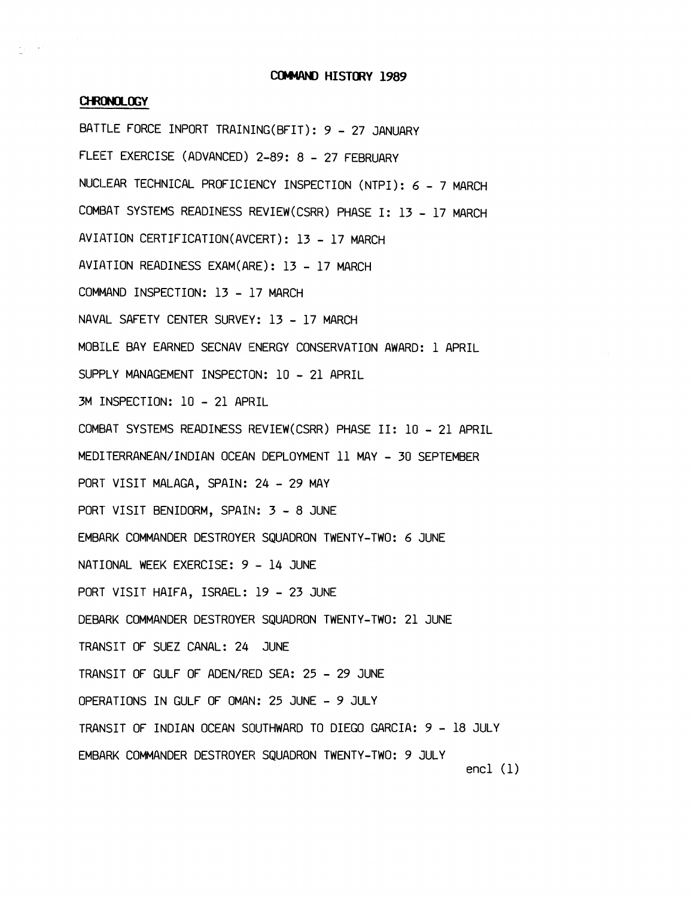# COMMAND HISTORY 1989

## CHRONOLOGY

BATTLE FORCE INPORT TRAINING(BFIT): 9 - 27 JANUARY

FLEET EXERCISE (ADVANCED) 2-89: 8 - 27 FEBRUARY

NUCLEAR TECHNICAL PROFICIENCY INSPECTION (NTPI): 6 - 7 MARCH

COMBAT SYSTEMS READINESS REVIEW(CSRR) PHASE I: 13 - 17 MARCH

AVIATION CERTIFICATION(AVCERT): 13 - 17 MARCH

AVIATION READINESS EXAM(ARE): 13 - 17 MARCH

COMMAND INSPECTION: 13 - 17 MARCH

NAVAL SAFETY CENTER SURVEY: 13 - 17 MARCH

MOBILE BAY EARNED SECNAV ENERGY CONSERVATION AWARD: 1 APRIL

SUPPLY MANAGEMENT INSPECTON: 10 - 21 APRIL

3M INSPECTION: 10 - 21 APRIL

COMBAT SYSTEMS READINESS REVIEW(CSRR) PHASE II: 10 - 21 APRIL

MEDITERRANEAN/INDIAN OCEAN DEPLOYMENT 11 MAY - 30 SEPTEMBER

PORT VISIT MALAGA, SPAIN: 24 - 29 MAY

PORT VISIT BENIDORM, SPAIN: 3 - 8 JUNE

EMBARK COMMANDER DESTROYER SQUADRON TWENTY-TWO: 6 JUNE

NATIONAL WEEK EXERCISE: 9 - 14 JUNE

PORT VISIT HAIFA, ISRAEL: 19 - 23 JUNE

DEBARK COMMANDER DESTROYER SQUADRON TWENTY-TWO: 21 JUNE

TRANSIT OF SUEZ CANAL: 24 JUNE

TRANSIT OF GULF OF ADEN/RED SEA: 25 - 29 JUNE

OPERATIONS IN GULF OF OMAN: 25 JUNE - 9 JULY

TRANSIT OF INDIAN OCEAN SOUTHWARD TO DIEGO GARCIA: 9 - 18 JULY

EMBARK COMMANDER DESTROYER SQUADRON TWENTY-TWO: 9 JULY

encl (1)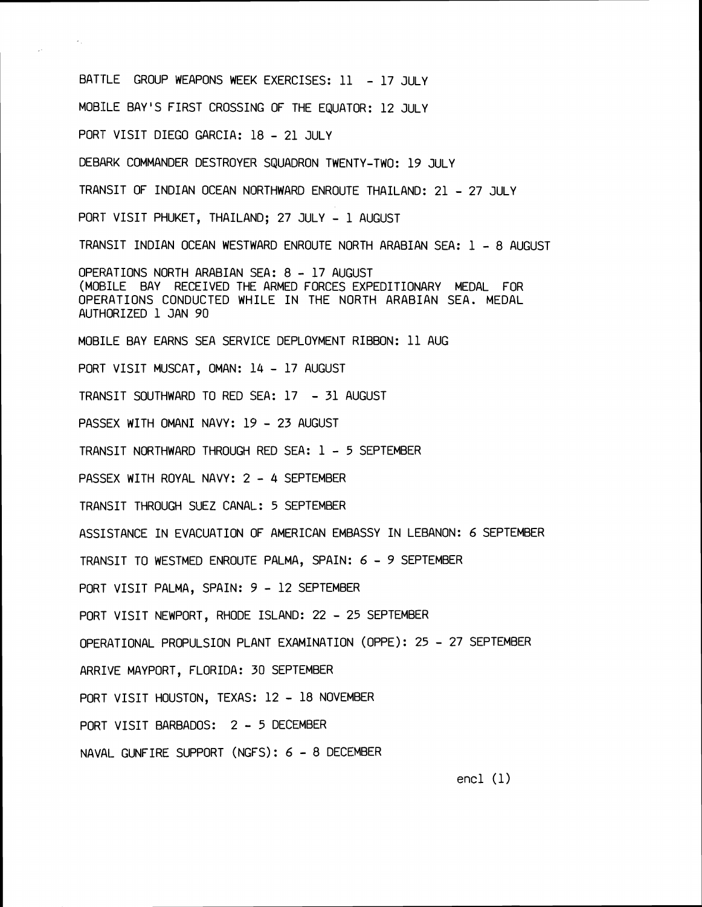BATTLE GROUP WEAPONS WEEK EXERCISES: 11 - 17 JULY

MOBILE BAY'S FIRST CROSSING OF THE EQUATOR: 12 JULY

PORT VISIT DIEGO GARCIA: 18 - 21 JULY

DEBARK COMMANDER DESTROYER SQUADRON TWENTY-TWO: 19 JULY

TRANSIT OF INDIAN OCEAN NORTHWARD ENROUTE THAILAND: 21 - 27 JULY

PORT VISIT PHUKET, THAILAND; 27 JULY - 1 AUGUST

TRANSIT INDIAN OCEAN WESTWARD ENROUTE NORTH ARABIAN SEA: 1 - 8 AUGUST

OPERATIONS NORTH ARABIAN SEA: 8 - 17 AUGUST
(MOBILE BAY RECEIVED THE ARMED FORCES EXPEDITIONARY MEDAL FOR OPERATIONS CONDUCTED WHILE IN THE NORTH ARABIAN SEA. MEDAL AUTHORIZED 1 JAN 90

MOBILE BAY EARNS SEA SERVICE DEPLOYMENT RIBBON: 11 AUG

PORT VISIT MUSCAT, OMAN: 14 - 17 AUGUST

TRANSIT SOUTHWARD TO RED SEA: 17 - 31 AUGUST

PASSEX WITH OMANI NAVY: 19 - 23 AUGUST

TRANSIT NORTHWARD THROUGH RED SEA: 1 - 5 SEPTEMBER

PASSEX WITH ROYAL NAVY: 2 - 4 SEPTEMBER

TRANSIT THROUGH SUEZ CANAL: 5 SEPTEMBER

ASSISTANCE IN EVACUATION OF AMERICAN EMBASSY IN LEBANON: 6 SEPTEMBER

TRANSIT TO WESTMED ENROUTE PALMA, SPAIN: 6 - 9 SEPTEMBER

PORT VISIT PALMA, SPAIN: 9 - 12 SEPTEMBER

PORT VISIT NEWPORT, RHODE ISLAND: 22 - 25 SEPTEMBER

OPERATIONAL PROPULSION PLANT EXAMINATION (OPPE): 25 - 27 SEPTEMBER

ARRIVE MAYPORT, FLORIDA: 30 SEPTEMBER

PORT VISIT HOUSTON, TEXAS: 12 - 18 NOVEMBER

PORT VISIT BARBADOS: 2 - 5 DECEMBER

NAVAL GUNFIRE SUPPORT (NGFS): 6 - 8 DECEMBER

encl (1)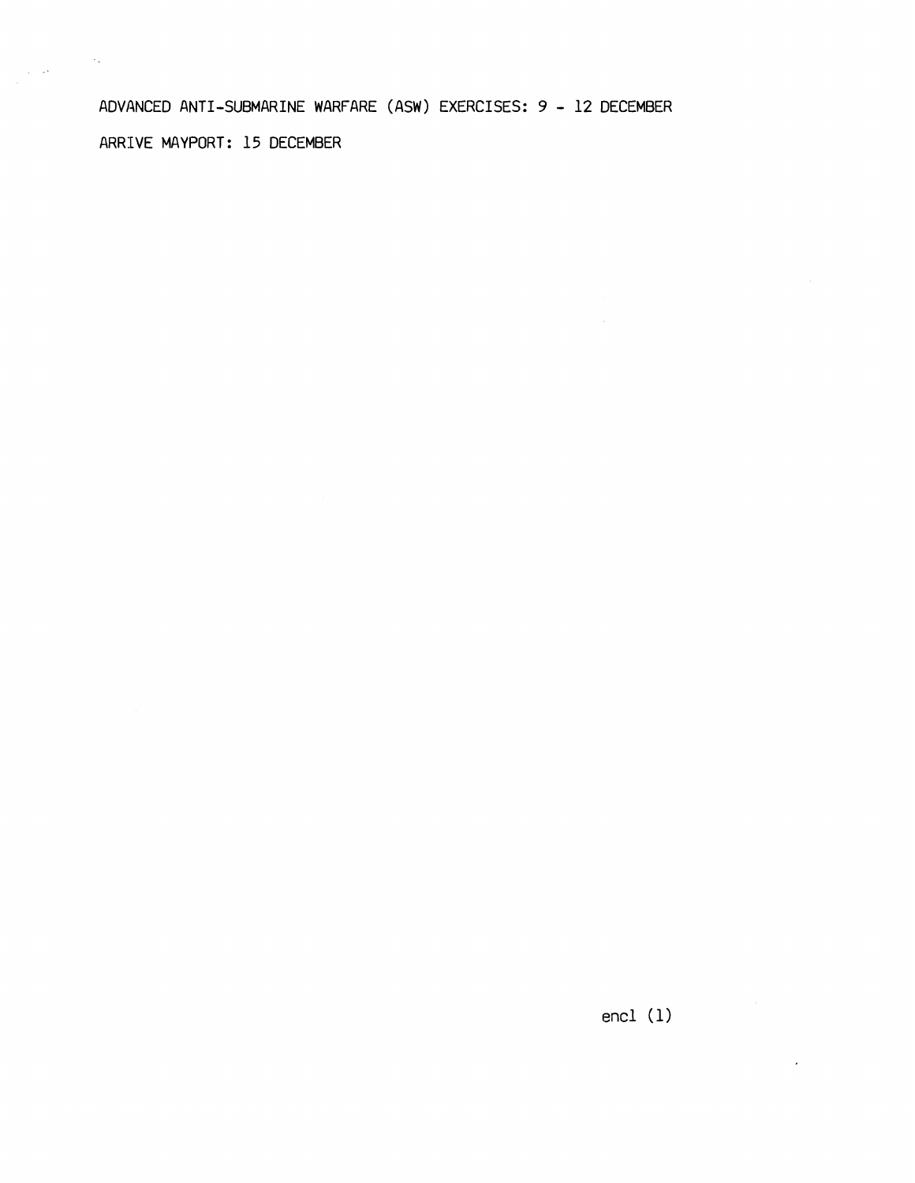ADVANCED ANTI-SUBMARINE WARFARE (ASW) EXERCISES: 9 - 12 DECEMBER

ARRIVE MAYPORT: 15 DECEMBER

encl (1)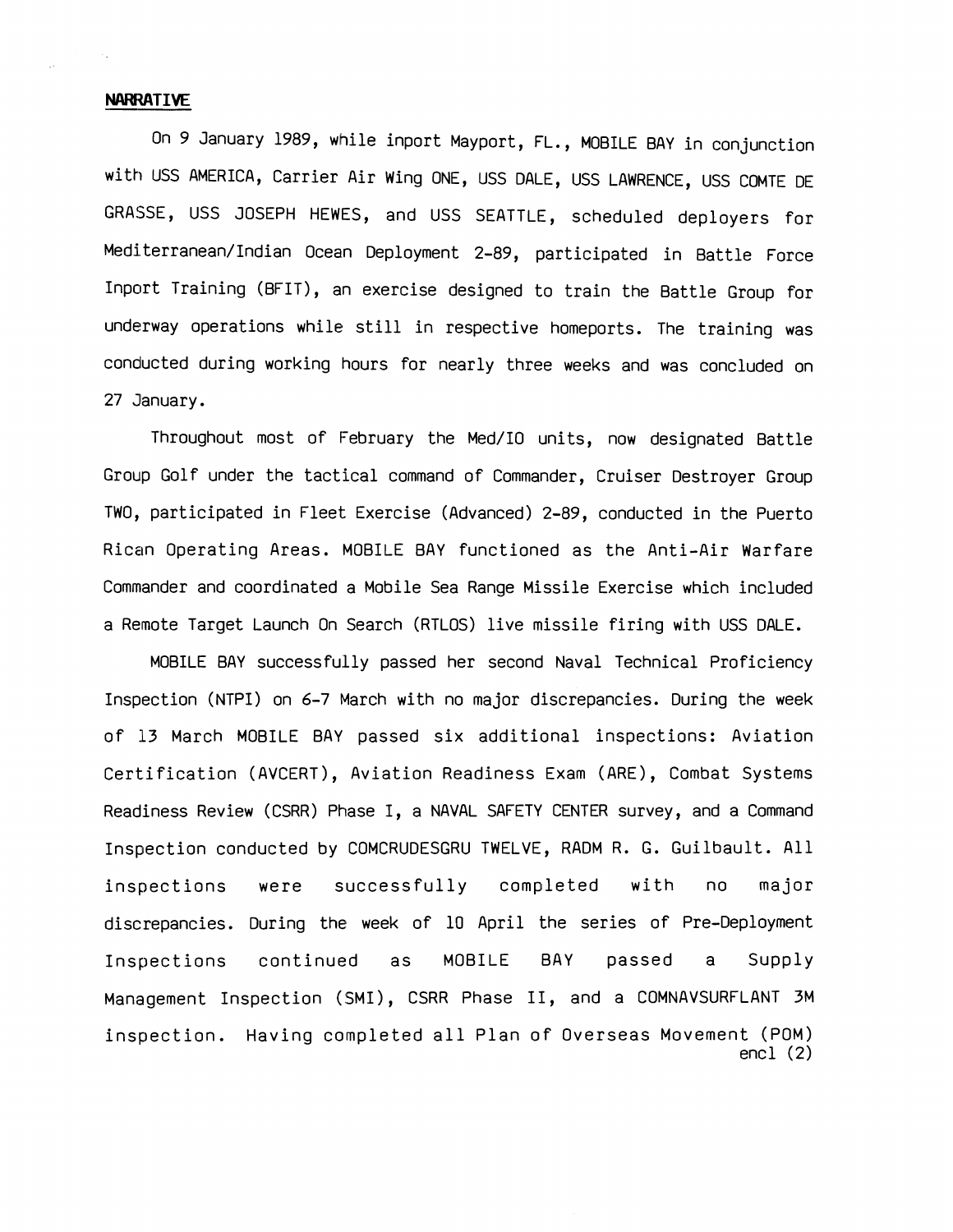**NARRATIVE**

On 9 January 1989, while inport Mayport, FL., MOBILE BAY in conjunction with USS AMERICA, Carrier Air Wing ONE, USS DALE, USS LAWRENCE, USS COMTE DE GRASSE, USS JOSEPH HEWES, and USS SEATTLE, scheduled deployers for Mediterranean/Indian Ocean Deployment 2-89, participated in Battle Force Inport Training (BFIT), an exercise designed to train the Battle Group for underway operations while still in respective homeports. The training was conducted during working hours for nearly three weeks and was concluded on 27 January.

Throughout most of February the Med/IO units, now designated Battle Group Golf under the tactical command of Commander, Cruiser Destroyer Group TWO, participated in Fleet Exercise (Advanced) 2-89, conducted in the Puerto Rican Operating Areas. MOBILE BAY functioned as the Anti-Air Warfare Commander and coordinated a Mobile Sea Range Missile Exercise which included a Remote Target Launch On Search (RTLOS) live missile firing with USS DALE.

MOBILE BAY successfully passed her second Naval Technical Proficiency Inspection (NTPI) on 6-7 March with no major discrepancies. During the week of 13 March MOBILE BAY passed six additional inspections: Aviation Certification (AVCERT), Aviation Readiness Exam (ARE), Combat Systems Readiness Review (CSRR) Phase I, a NAVAL SAFETY CENTER survey, and a Command Inspection conducted by COMCRUDESGRU TWELVE, RADM R. G. Guilbault. All inspections were successfully completed with no major discrepancies. During the week of 10 April the series of Pre-Deployment Inspections continued as MOBILE BAY passed a Supply Management Inspection (SMI), CSRR Phase II, and a COMNAVSURFLANT 3M inspection. Having completed all Plan of Overseas Movement (POM)

encl (2)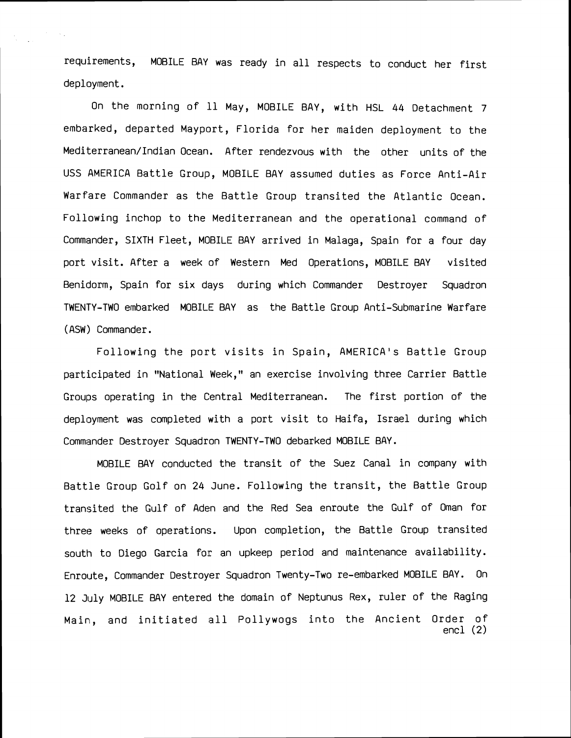requirements, MOBILE BAY was ready in all respects to conduct her first deployment.

On the morning of 11 May, MOBILE BAY, with HSL 44 Detachment 7 embarked, departed Mayport, Florida for her maiden deployment to the Mediterranean/Indian Ocean. After rendezvous with the other units of the USS AMERICA Battle Group, MOBILE BAY assumed duties as Force Anti-Air Warfare Commander as the Battle Group transited the Atlantic Ocean. Following inchop to the Mediterranean and the operational command of Commander, SIXTH Fleet, MOBILE BAY arrived in Malaga, Spain for a four day port visit. After a week of Western Med Operations, MOBILE BAY visited Benidorm, Spain for six days during which Commander Destroyer Squadron TWENTY-TWO embarked MOBILE BAY as the Battle Group Anti-Submarine Warfare (ASW) Commander.

Following the port visits in Spain, AMERICA's Battle Group participated in "National Week," an exercise involving three Carrier Battle Groups operating in the Central Mediterranean. The first portion of the deployment was completed with a port visit to Haifa, Israel during which Commander Destroyer Squadron TWENTY-TWO debarked MOBILE BAY.

MOBILE BAY conducted the transit of the Suez Canal in company with Battle Group Golf on 24 June. Following the transit, the Battle Group transited the Gulf of Aden and the Red Sea enroute the Gulf of Oman for three weeks of operations. Upon completion, the Battle Group transited south to Diego Garcia for an upkeep period and maintenance availability. Enroute, Commander Destroyer Squadron Twenty-Two re-embarked MOBILE BAY. On 12 July MOBILE BAY entered the domain of Neptunus Rex, ruler of the Raging Main, and initiated all Pollywogs into the Ancient Order of

encl (2)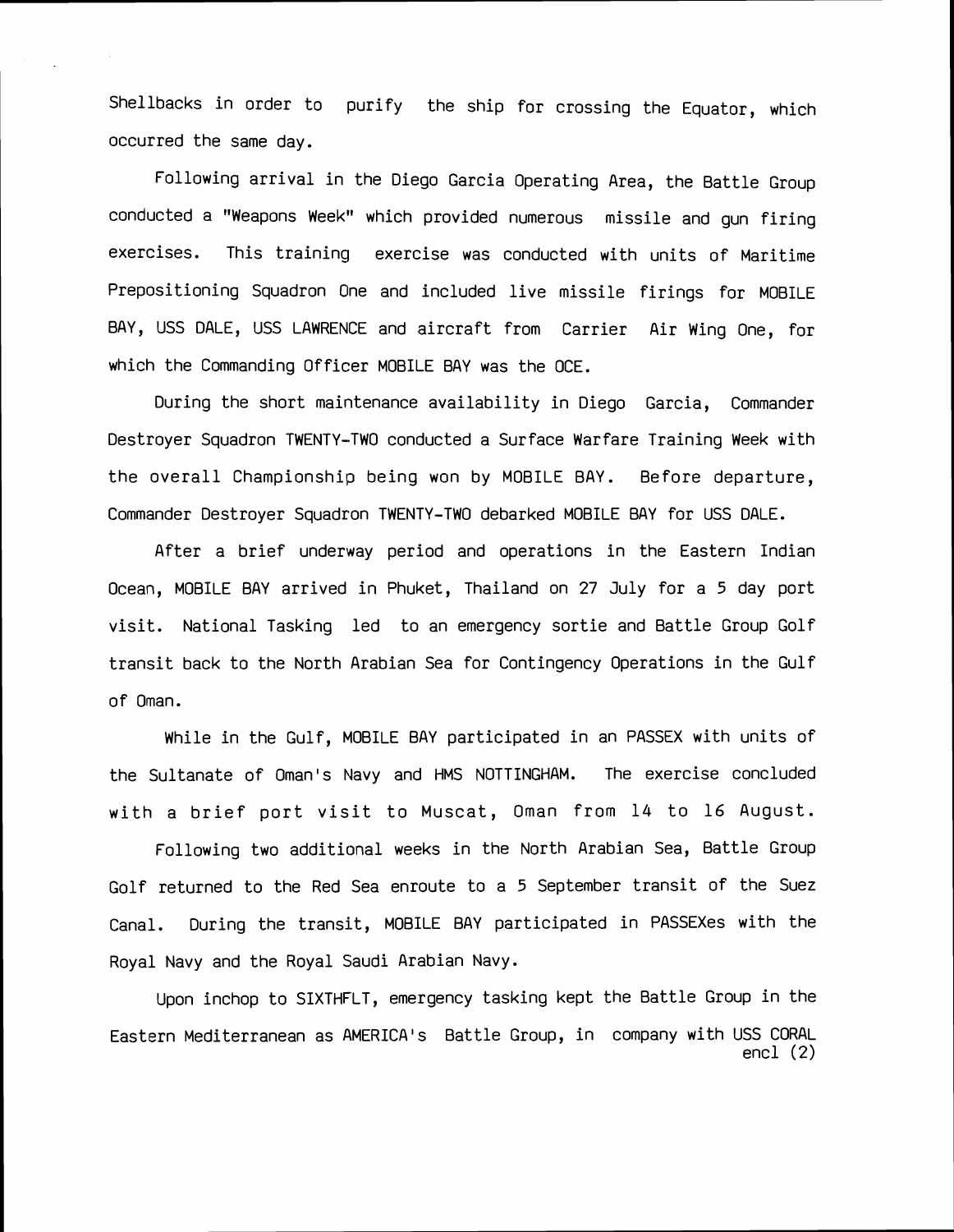Shellbacks in order to purify the ship for crossing the Equator, which occurred the same day.

Following arrival in the Diego Garcia Operating Area, the Battle Group conducted a "Weapons Week" which provided numerous missile and gun firing exercises. This training exercise was conducted with units of Maritime Prepositioning Squadron One and included live missile firings for MOBILE BAY, USS DALE, USS LAWRENCE and aircraft from Carrier Air Wing One, for which the Commanding Officer MOBILE BAY was the OCE.

During the short maintenance availability in Diego Garcia, Commander Destroyer Squadron TWENTY-TWO conducted a Surface Warfare Training Week with the overall Championship being won by MOBILE BAY. Before departure, Commander Destroyer Squadron TWENTY-TWO debarked MOBILE BAY for USS DALE.

After a brief underway period and operations in the Eastern Indian Ocean, MOBILE BAY arrived in Phuket, Thailand on 27 July for a 5 day port visit. National Tasking led to an emergency sortie and Battle Group Golf transit back to the North Arabian Sea for Contingency Operations in the Gulf of Oman.

While in the Gulf, MOBILE BAY participated in an PASSEX with units of the Sultanate of Oman's Navy and HMS NOTTINGHAM. The exercise concluded with a brief port visit to Muscat, Oman from 14 to 16 August.

Following two additional weeks in the North Arabian Sea, Battle Group Golf returned to the Red Sea enroute to a 5 September transit of the Suez Canal. During the transit, MOBILE BAY participated in PASSEXes with the Royal Navy and the Royal Saudi Arabian Navy.

Upon inchop to SIXTHFLT, emergency tasking kept the Battle Group in the Eastern Mediterranean as AMERICA's Battle Group, in company with USS CORAL

encl (2)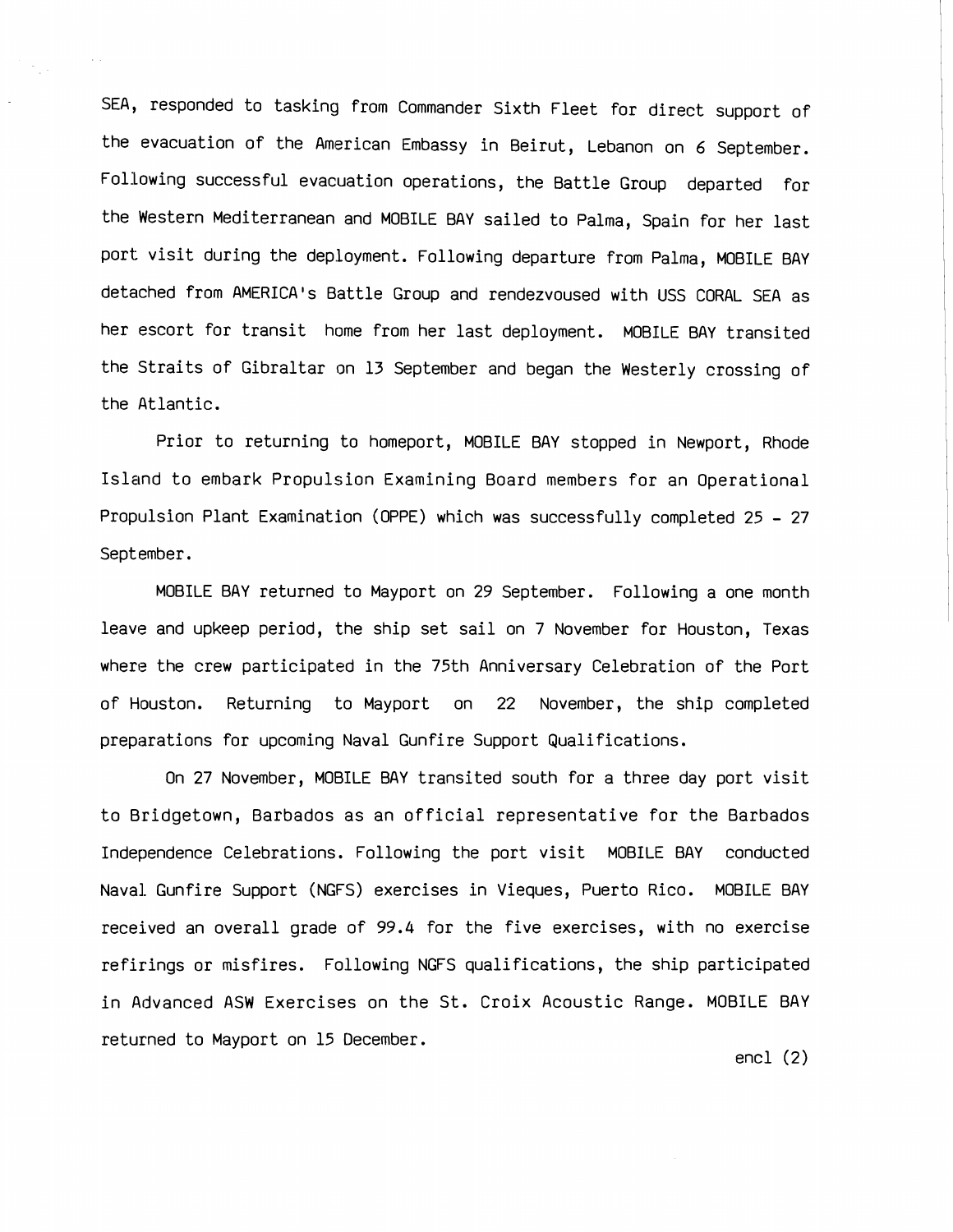SEA, responded to tasking from Commander Sixth Fleet for direct support of the evacuation of the American Embassy in Beirut, Lebanon on 6 September. Following successful evacuation operations, the Battle Group departed for the Western Mediterranean and MOBILE BAY sailed to Palma, Spain for her last port visit during the deployment. Following departure from Palma, MOBILE BAY detached from AMERICA's Battle Group and rendezvoused with USS CORAL SEA as her escort for transit home from her last deployment. MOBILE BAY transited the Straits of Gibraltar on 13 September and began the Westerly crossing of the Atlantic.

Prior to returning to homeport, MOBILE BAY stopped in Newport, Rhode Island to embark Propulsion Examining Board members for an Operational Propulsion Plant Examination (OPPE) which was successfully completed 25 - 27 September.

MOBILE BAY returned to Mayport on 29 September. Following a one month leave and upkeep period, the ship set sail on 7 November for Houston, Texas where the crew participated in the 75th Anniversary Celebration of the Port of Houston. Returning to Mayport on 22 November, the ship completed preparations for upcoming Naval Gunfire Support Qualifications.

On 27 November, MOBILE BAY transited south for a three day port visit to Bridgetown, Barbados as an official representative for the Barbados Independence Celebrations. Following the port visit MOBILE BAY conducted Naval Gunfire Support (NGFS) exercises in Vieques, Puerto Rico. MOBILE BAY received an overall grade of 99.4 for the five exercises, with no exercise refirings or misfires. Following NGFS qualifications, the ship participated in Advanced ASW Exercises on the St. Croix Acoustic Range. MOBILE BAY returned to Mayport on 15 December.

encl (2)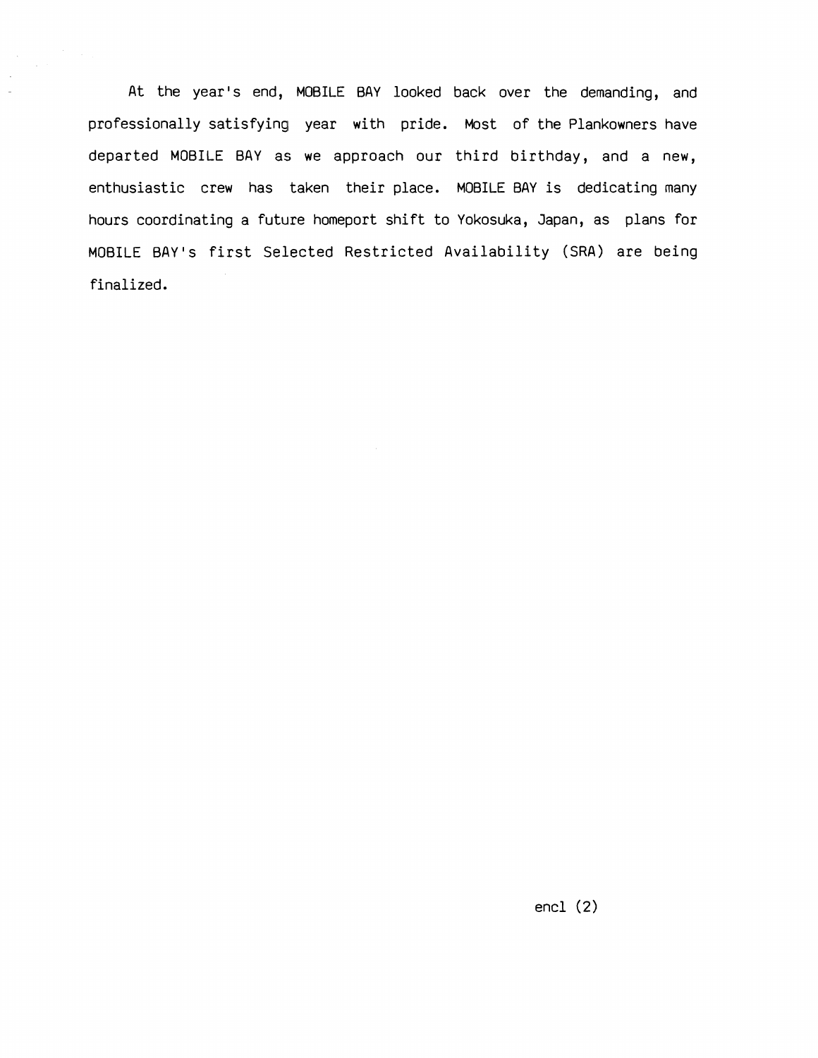At the year's end, MOBILE BAY looked back over the demanding, and professionally satisfying year with pride. Most of the Plankowners have departed MOBILE BAY as we approach our third birthday, and a new, enthusiastic crew has taken their place. MOBILE BAY is dedicating many hours coordinating a future homeport shift to Yokosuka, Japan, as plans for MOBILE BAY's first Selected Restricted Availability (SRA) are being finalized.

encl (2)